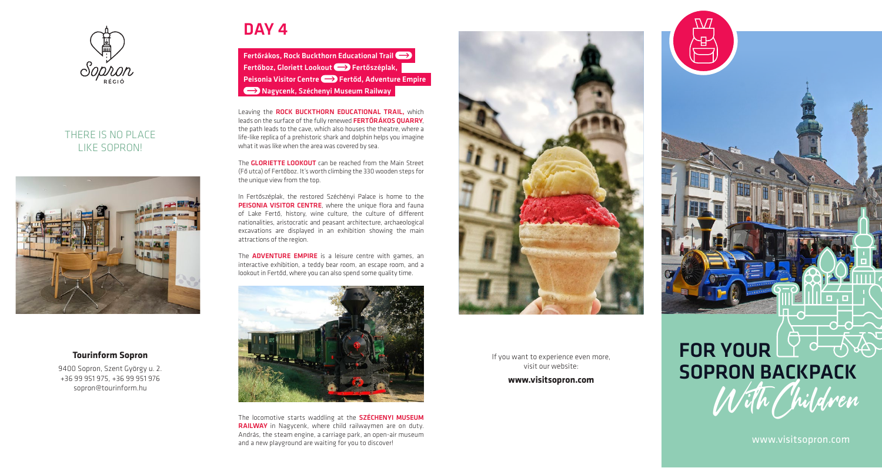Sopron RÉGIÓ

THERE IS NO PLACE LIKE SOPRON!

**Tourinform Sopron**

9400 Sopron, Szent György u. 2.
+36 99 951 975, +36 99 951 976
sopron@tourinform.hu

# DAY 4

**Fertőrákos, Rock Buckthorn Educational Trail → Fertőboz, Gloriett Lookout → Fertőszéplak, Peisonia Visitor Centre → Fertőd, Adventure Empire → Nagycenk, Széchenyi Museum Railway**

Leaving the **ROCK BUCKTHORN EDUCATIONAL TRAIL**, which leads on the surface of the fully renewed **FERTŐRÁKOS QUARRY**, the path leads to the cave, which also houses the theatre, where a life-like replica of a prehistoric shark and dolphin helps you imagine what it was like when the area was covered by sea.

The **GLORIETTE LOOKOUT** can be reached from the Main Street (Fő utca) of Fertőboz. It's worth climbing the 330 wooden steps for the unique view from the top.

In Fertőszéplak, the restored Széchényi Palace is home to the **PEISONIA VISITOR CENTRE**, where the unique flora and fauna of Lake Fertő, history, wine culture, the culture of different nationalities, aristocratic and peasant architecture, archaeological excavations are displayed in an exhibition showing the main attractions of the region.

The **ADVENTURE EMPIRE** is a leisure centre with games, an interactive exhibition, a teddy bear room, an escape room, and a lookout in Fertőd, where you can also spend some quality time.

The locomotive starts waddling at the **SZÉCHENYI MUSEUM RAILWAY** in Nagycenk, where child railwaymen are on duty. András, the steam engine, a carriage park, an open-air museum and a new playground are waiting for you to discover!

If you want to experience even more, visit our website:

**www.visitsopron.com**

# FOR YOUR SOPRON BACKPACK

*With Children*

www.visitsopron.com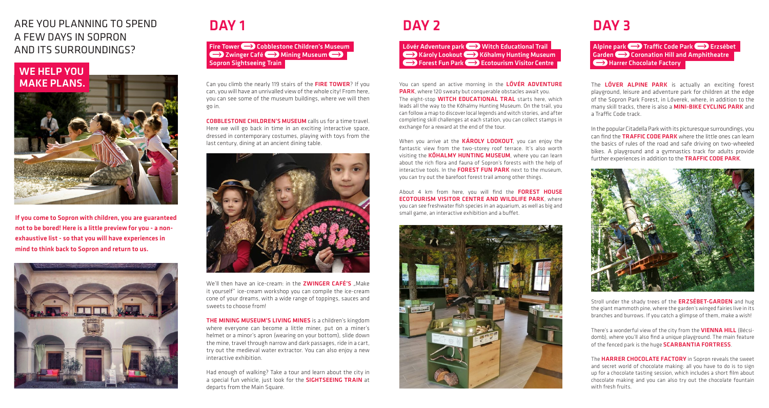# ARE YOU PLANNING TO SPEND A FEW DAYS IN SOPRON AND ITS SURROUNDINGS?

## WE HELP YOU MAKE PLANS.

**If you come to Sopron with children, you are guaranteed not to be bored! Here is a little preview for you - a non-exhaustive list - so that you will have experiences in mind to think back to Sopron and return to us.**

# DAY 1

**Fire Tower → Cobblestone Children's Museum → Zwinger Café → Mining Museum → Sopron Sightseeing Train**

Can you climb the nearly 119 stairs of the **FIRE TOWER**? If you can, you will have an unrivalled view of the whole city! From here, you can see some of the museum buildings, where we will then go in.

**COBBLESTONE CHILDREN'S MUSEUM** calls us for a time travel. Here we will go back in time in an exciting interactive space, dressed in contemporary costumes, playing with toys from the last century, dining at an ancient dining table.

We'll then have an ice-cream: in the **ZWINGER CAFÉ'S** „Make it yourself" ice-cream workshop you can compile the ice-cream cone of your dreams, with a wide range of toppings, sauces and sweets to choose from!

**THE MINING MUSEUM'S LIVING MINES** is a children's kingdom where everyone can become a little miner, put on a miner's helmet or a minor's apron (wearing on your bottom), slide down the mine, travel through narrow and dark passages, ride in a cart, try out the medieval water extractor. You can also enjoy a new interactive exhibition.

Had enough of walking? Take a tour and learn about the city in a special fun vehicle, just look for the **SIGHTSEEING TRAIN** at departs from the Main Square.

# DAY 2

**Lővér Adventure park → Witch Educational Trail → Károly Lookout → Kőhalmy Hunting Museum → Forest Fun Park → Ecotourism Visitor Centre**

You can spend an active morning in the **LŐVÉR ADVENTURE PARK**, where 120 sweaty but conquerable obstacles await you. The eight-stop **WITCH EDUCATIONAL TRAL** starts here, which leads all the way to the Kőhalmy Hunting Museum. On the trail, you can follow a map to discover local legends and witch stories, and after completing skill challenges at each station, you can collect stamps in exchange for a reward at the end of the tour.

When you arrive at the **KÁROLY LOOKOUT**, you can enjoy the fantastic view from the two-storey roof terrace. It's also worth visiting the **KŐHALMY HUNTING MUSEUM**, where you can learn about the rich flora and fauna of Sopron's forests with the help of interactive tools. In the **FOREST FUN PARK** next to the museum, you can try out the barefoot forest trail among other things.

About 4 km from here, you will find the **FOREST HOUSE ECOTOURISM VISITOR CENTRE AND WILDLIFE PARK**, where you can see freshwater fish species in an aquarium, as well as big and small game, an interactive exhibition and a buffet.

# DAY 3

**Alpine park → Traffic Code Park → Erzsébet Garden → Coronation Hill and Amphitheatre → Harrer Chocolate Factory**

The **LŐVER ALPINE PARK** is actually an exciting forest playground, leisure and adventure park for children at the edge of the Sopron Park Forest, in Lőverek, where, in addition to the many skill tracks, there is also a **MINI-BIKE CYCLING PARK** and a Traffic Code track.

In the popular Citadella Park with its picturesque surroundings, you can find the **TRAFFIC CODE PARK** where the little ones can learn the basics of rules of the road and safe driving on two-wheeled bikes. A playground and a gymnastics track for adults provide further experiences in addition to the **TRAFFIC CODE PARK**.

Stroll under the shady trees of the **ERZSÉBET-GARDEN** and hug the giant mammoth pine, where the garden's winged fairies live in its branches and burrows. If you catch a glimpse of them, make a wish!

There's a wonderful view of the city from the **VIENNA HILL** (Bécsi-domb), where you'll also find a unique playground. The main feature of the fenced park is the huge **SCARBANTIA FORTRESS**.

The **HARRER CHOCOLATE FACTORY** in Sopron reveals the sweet and secret world of chocolate making: all you have to do is to sign up for a chocolate tasting session, which includes a short film about chocolate making and you can also try out the chocolate fountain with fresh fruits.